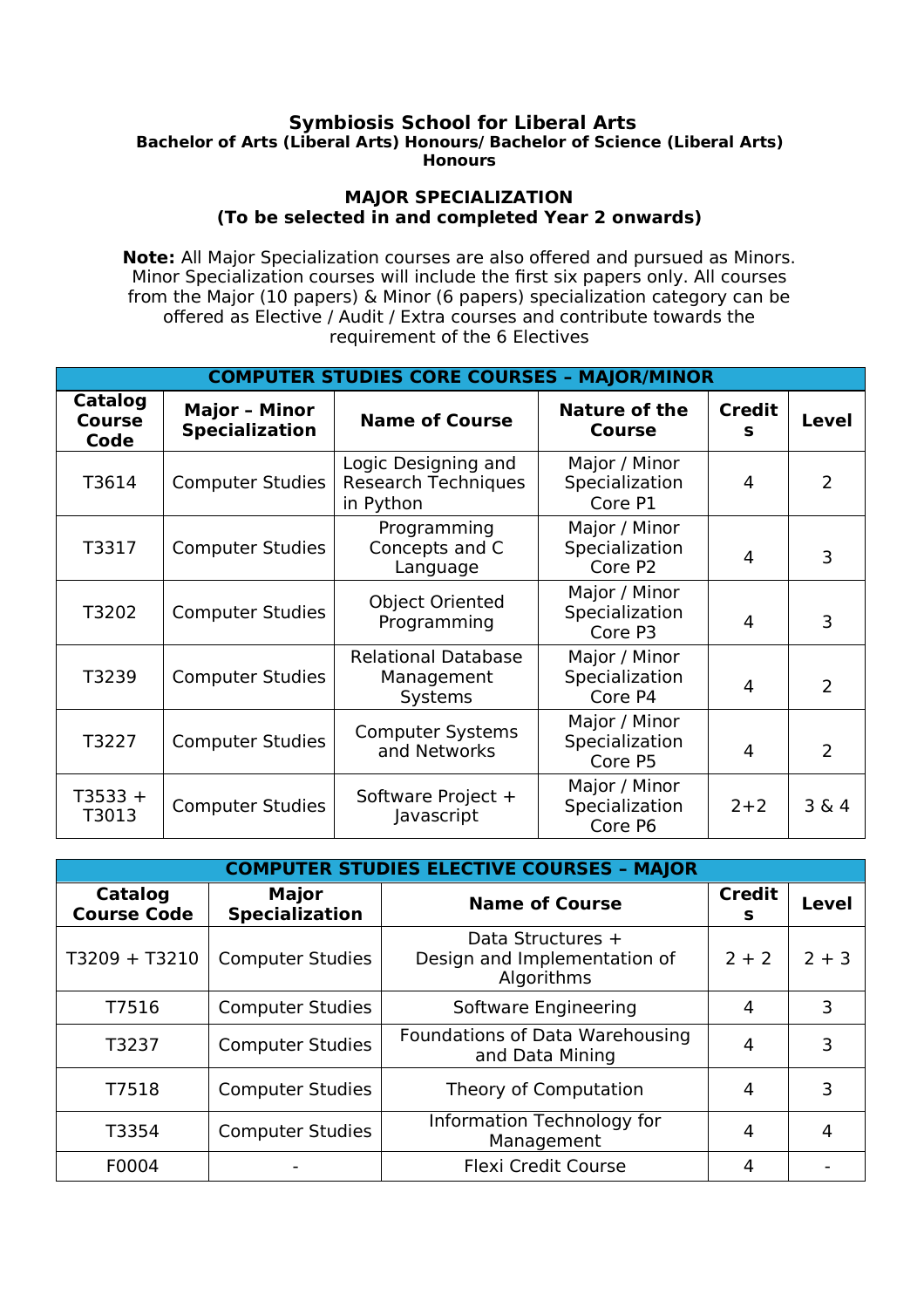# Symbiosis School for Liberal Arts

### Bachelor of Arts (Liberal Arts) Honours/ Bachelor of Science (Liberal Arts) Honours

## MAJOR SPECIALIZATION
## (To be selected in and completed Year 2 onwards)

**Note:** All Major Specialization courses are also offered and pursued as Minors. Minor Specialization courses will include the first six papers only. All courses from the Major (10 papers) & Minor (6 papers) specialization category can be offered as Elective / Audit / Extra courses and contribute towards the requirement of the 6 Electives

| **COMPUTER STUDIES CORE COURSES – MAJOR/MINOR** | | | | | |
|---|---|---|---|---|---|
| **Catalog Course Code** | **Major – Minor Specialization** | **Name of Course** | **Nature of the Course** | **Credits** | **Level** |
| T3614 | Computer Studies | Logic Designing and Research Techniques in Python | Major / Minor Specialization Core P1 | 4 | 2 |
| T3317 | Computer Studies | Programming Concepts and C Language | Major / Minor Specialization Core P2 | 4 | 3 |
| T3202 | Computer Studies | Object Oriented Programming | Major / Minor Specialization Core P3 | 4 | 3 |
| T3239 | Computer Studies | Relational Database Management Systems | Major / Minor Specialization Core P4 | 4 | 2 |
| T3227 | Computer Studies | Computer Systems and Networks | Major / Minor Specialization Core P5 | 4 | 2 |
| T3533 + T3013 | Computer Studies | Software Project + Javascript | Major / Minor Specialization Core P6 | 2+2 | 3 & 4 |

| **COMPUTER STUDIES ELECTIVE COURSES – MAJOR** | | | | |
|---|---|---|---|---|
| **Catalog Course Code** | **Major Specialization** | **Name of Course** | **Credits** | **Level** |
| T3209 + T3210 | Computer Studies | Data Structures + Design and Implementation of Algorithms | 2 + 2 | 2 + 3 |
| T7516 | Computer Studies | Software Engineering | 4 | 3 |
| T3237 | Computer Studies | Foundations of Data Warehousing and Data Mining | 4 | 3 |
| T7518 | Computer Studies | Theory of Computation | 4 | 3 |
| T3354 | Computer Studies | Information Technology for Management | 4 | 4 |
| F0004 | - | Flexi Credit Course | 4 | - |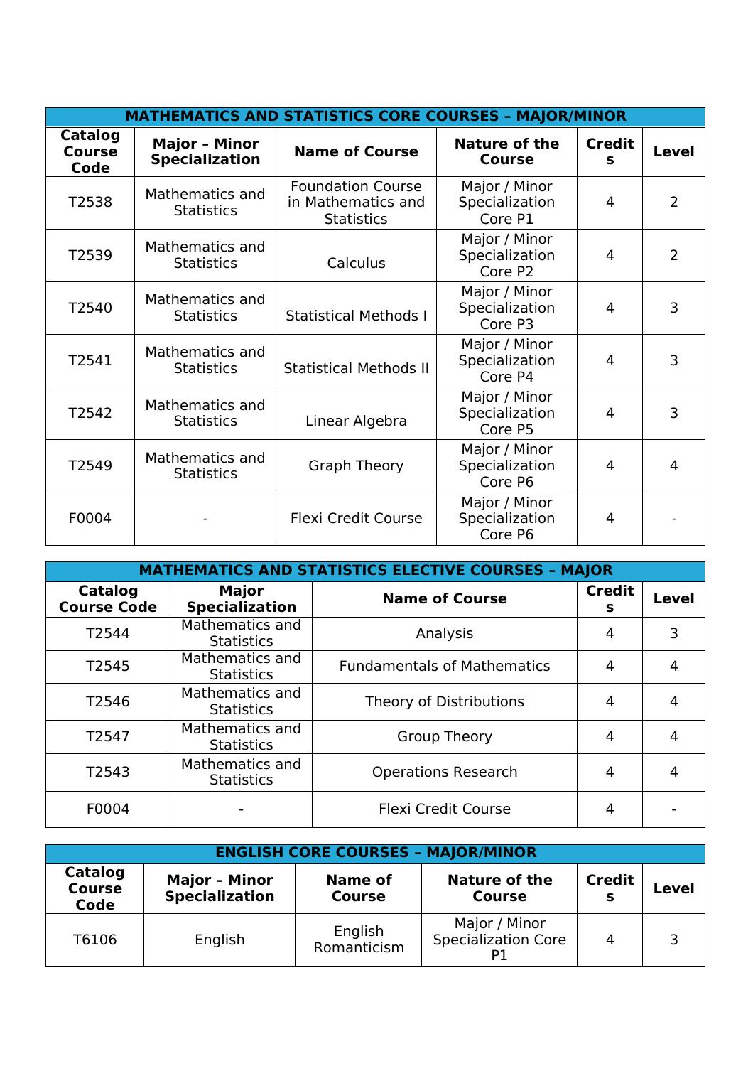| MATHEMATICS AND STATISTICS CORE COURSES – MAJOR/MINOR | | | | | |
|---|---|---|---|---|---|
| **Catalog Course Code** | **Major – Minor Specialization** | **Name of Course** | **Nature of the Course** | **Credits** | **Level** |
| T2538 | Mathematics and Statistics | Foundation Course in Mathematics and Statistics | Major / Minor Specialization Core P1 | 4 | 2 |
| T2539 | Mathematics and Statistics | Calculus | Major / Minor Specialization Core P2 | 4 | 2 |
| T2540 | Mathematics and Statistics | Statistical Methods I | Major / Minor Specialization Core P3 | 4 | 3 |
| T2541 | Mathematics and Statistics | Statistical Methods II | Major / Minor Specialization Core P4 | 4 | 3 |
| T2542 | Mathematics and Statistics | Linear Algebra | Major / Minor Specialization Core P5 | 4 | 3 |
| T2549 | Mathematics and Statistics | Graph Theory | Major / Minor Specialization Core P6 | 4 | 4 |
| F0004 | - | Flexi Credit Course | Major / Minor Specialization Core P6 | 4 | - |

| MATHEMATICS AND STATISTICS ELECTIVE COURSES – MAJOR | | | | |
|---|---|---|---|---|
| **Catalog Course Code** | **Major Specialization** | **Name of Course** | **Credits** | **Level** |
| T2544 | Mathematics and Statistics | Analysis | 4 | 3 |
| T2545 | Mathematics and Statistics | Fundamentals of Mathematics | 4 | 4 |
| T2546 | Mathematics and Statistics | Theory of Distributions | 4 | 4 |
| T2547 | Mathematics and Statistics | Group Theory | 4 | 4 |
| T2543 | Mathematics and Statistics | Operations Research | 4 | 4 |
| F0004 | - | Flexi Credit Course | 4 | - |

| ENGLISH CORE COURSES – MAJOR/MINOR | | | | | |
|---|---|---|---|---|---|
| **Catalog Course Code** | **Major – Minor Specialization** | **Name of Course** | **Nature of the Course** | **Credits** | **Level** |
| T6106 | English | English Romanticism | Major / Minor Specialization Core P1 | 4 | 3 |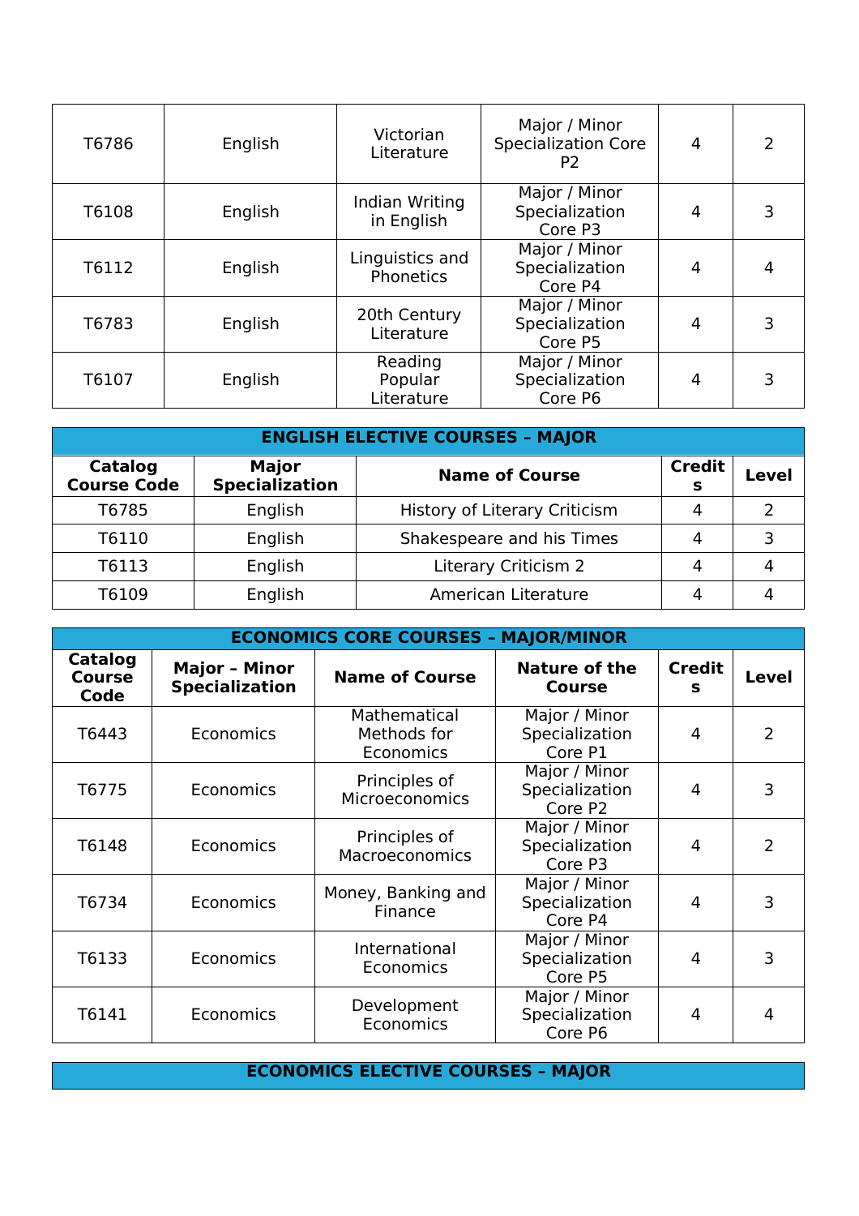| T6786 | English | Victorian Literature | Major / Minor Specialization Core P2 | 4 | 2 |
|---|---|---|---|---|---|
| T6108 | English | Indian Writing in English | Major / Minor Specialization Core P3 | 4 | 3 |
| T6112 | English | Linguistics and Phonetics | Major / Minor Specialization Core P4 | 4 | 4 |
| T6783 | English | 20th Century Literature | Major / Minor Specialization Core P5 | 4 | 3 |
| T6107 | English | Reading Popular Literature | Major / Minor Specialization Core P6 | 4 | 3 |

| ENGLISH ELECTIVE COURSES – MAJOR | | | | |
|---|---|---|---|---|
| **Catalog Course Code** | **Major Specialization** | **Name of Course** | **Credits** | **Level** |
| T6785 | English | History of Literary Criticism | 4 | 2 |
| T6110 | English | Shakespeare and his Times | 4 | 3 |
| T6113 | English | Literary Criticism 2 | 4 | 4 |
| T6109 | English | American Literature | 4 | 4 |

| ECONOMICS CORE COURSES – MAJOR/MINOR | | | | | |
|---|---|---|---|---|---|
| **Catalog Course Code** | **Major – Minor Specialization** | **Name of Course** | **Nature of the Course** | **Credits** | **Level** |
| T6443 | Economics | Mathematical Methods for Economics | Major / Minor Specialization Core P1 | 4 | 2 |
| T6775 | Economics | Principles of Microeconomics | Major / Minor Specialization Core P2 | 4 | 3 |
| T6148 | Economics | Principles of Macroeconomics | Major / Minor Specialization Core P3 | 4 | 2 |
| T6734 | Economics | Money, Banking and Finance | Major / Minor Specialization Core P4 | 4 | 3 |
| T6133 | Economics | International Economics | Major / Minor Specialization Core P5 | 4 | 3 |
| T6141 | Economics | Development Economics | Major / Minor Specialization Core P6 | 4 | 4 |

| ECONOMICS ELECTIVE COURSES – MAJOR |
|---|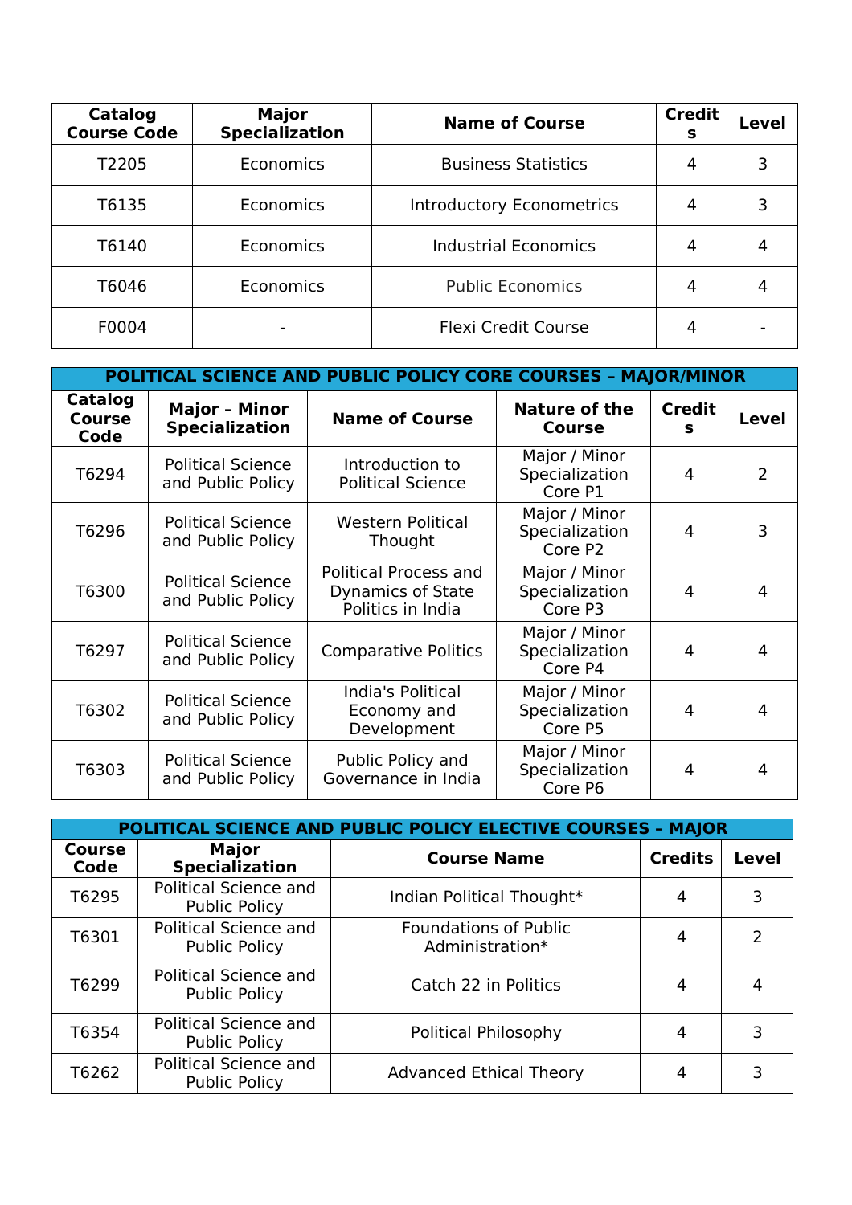| Catalog Course Code | Major Specialization | Name of Course | Credits | Level |
|---|---|---|---|---|
| T2205 | Economics | Business Statistics | 4 | 3 |
| T6135 | Economics | Introductory Econometrics | 4 | 3 |
| T6140 | Economics | Industrial Economics | 4 | 4 |
| T6046 | Economics | Public Economics | 4 | 4 |
| F0004 | - | Flexi Credit Course | 4 | - |

**POLITICAL SCIENCE AND PUBLIC POLICY CORE COURSES – MAJOR/MINOR**

| Catalog Course Code | Major – Minor Specialization | Name of Course | Nature of the Course | Credits | Level |
|---|---|---|---|---|---|
| T6294 | Political Science and Public Policy | Introduction to Political Science | Major / Minor Specialization Core P1 | 4 | 2 |
| T6296 | Political Science and Public Policy | Western Political Thought | Major / Minor Specialization Core P2 | 4 | 3 |
| T6300 | Political Science and Public Policy | Political Process and Dynamics of State Politics in India | Major / Minor Specialization Core P3 | 4 | 4 |
| T6297 | Political Science and Public Policy | Comparative Politics | Major / Minor Specialization Core P4 | 4 | 4 |
| T6302 | Political Science and Public Policy | India's Political Economy and Development | Major / Minor Specialization Core P5 | 4 | 4 |
| T6303 | Political Science and Public Policy | Public Policy and Governance in India | Major / Minor Specialization Core P6 | 4 | 4 |

**POLITICAL SCIENCE AND PUBLIC POLICY ELECTIVE COURSES – MAJOR**

| Course Code | Major Specialization | Course Name | Credits | Level |
|---|---|---|---|---|
| T6295 | Political Science and Public Policy | Indian Political Thought* | 4 | 3 |
| T6301 | Political Science and Public Policy | Foundations of Public Administration* | 4 | 2 |
| T6299 | Political Science and Public Policy | Catch 22 in Politics | 4 | 4 |
| T6354 | Political Science and Public Policy | Political Philosophy | 4 | 3 |
| T6262 | Political Science and Public Policy | Advanced Ethical Theory | 4 | 3 |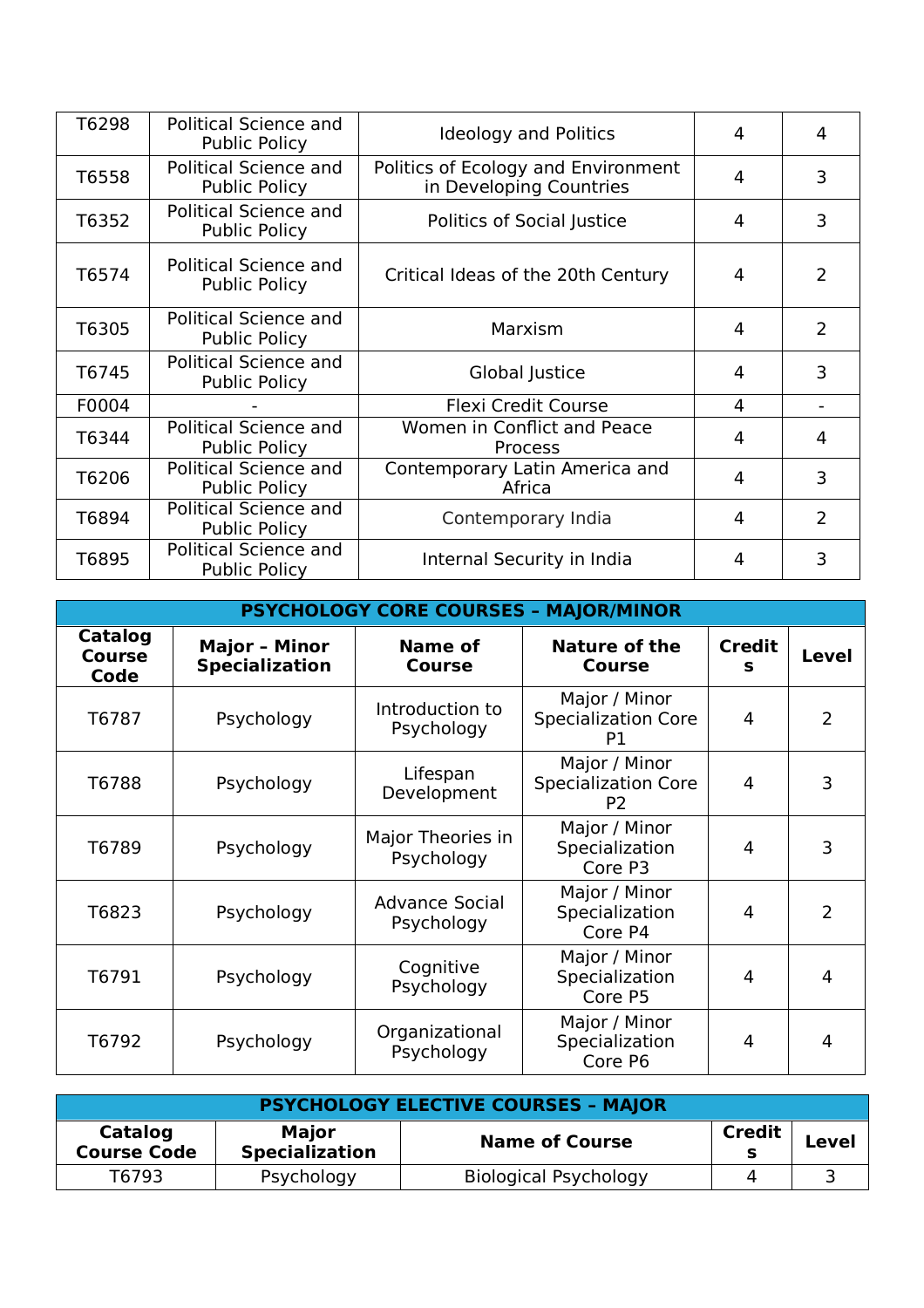| | | | | |
|---|---|---|---|---|
| T6298 | Political Science and Public Policy | Ideology and Politics | 4 | 4 |
| T6558 | Political Science and Public Policy | Politics of Ecology and Environment in Developing Countries | 4 | 3 |
| T6352 | Political Science and Public Policy | Politics of Social Justice | 4 | 3 |
| T6574 | Political Science and Public Policy | Critical Ideas of the 20th Century | 4 | 2 |
| T6305 | Political Science and Public Policy | Marxism | 4 | 2 |
| T6745 | Political Science and Public Policy | Global Justice | 4 | 3 |
| F0004 | - | Flexi Credit Course | 4 | - |
| T6344 | Political Science and Public Policy | Women in Conflict and Peace Process | 4 | 4 |
| T6206 | Political Science and Public Policy | Contemporary Latin America and Africa | 4 | 3 |
| T6894 | Political Science and Public Policy | Contemporary India | 4 | 2 |
| T6895 | Political Science and Public Policy | Internal Security in India | 4 | 3 |

**PSYCHOLOGY CORE COURSES – MAJOR/MINOR**

| Catalog Course Code | Major – Minor Specialization | Name of Course | Nature of the Course | Credits | Level |
|---|---|---|---|---|---|
| T6787 | Psychology | Introduction to Psychology | Major / Minor Specialization Core P1 | 4 | 2 |
| T6788 | Psychology | Lifespan Development | Major / Minor Specialization Core P2 | 4 | 3 |
| T6789 | Psychology | Major Theories in Psychology | Major / Minor Specialization Core P3 | 4 | 3 |
| T6823 | Psychology | Advance Social Psychology | Major / Minor Specialization Core P4 | 4 | 2 |
| T6791 | Psychology | Cognitive Psychology | Major / Minor Specialization Core P5 | 4 | 4 |
| T6792 | Psychology | Organizational Psychology | Major / Minor Specialization Core P6 | 4 | 4 |

**PSYCHOLOGY ELECTIVE COURSES – MAJOR**

| Catalog Course Code | Major Specialization | Name of Course | Credits | Level |
|---|---|---|---|---|
| T6793 | Psychology | Biological Psychology | 4 | 3 |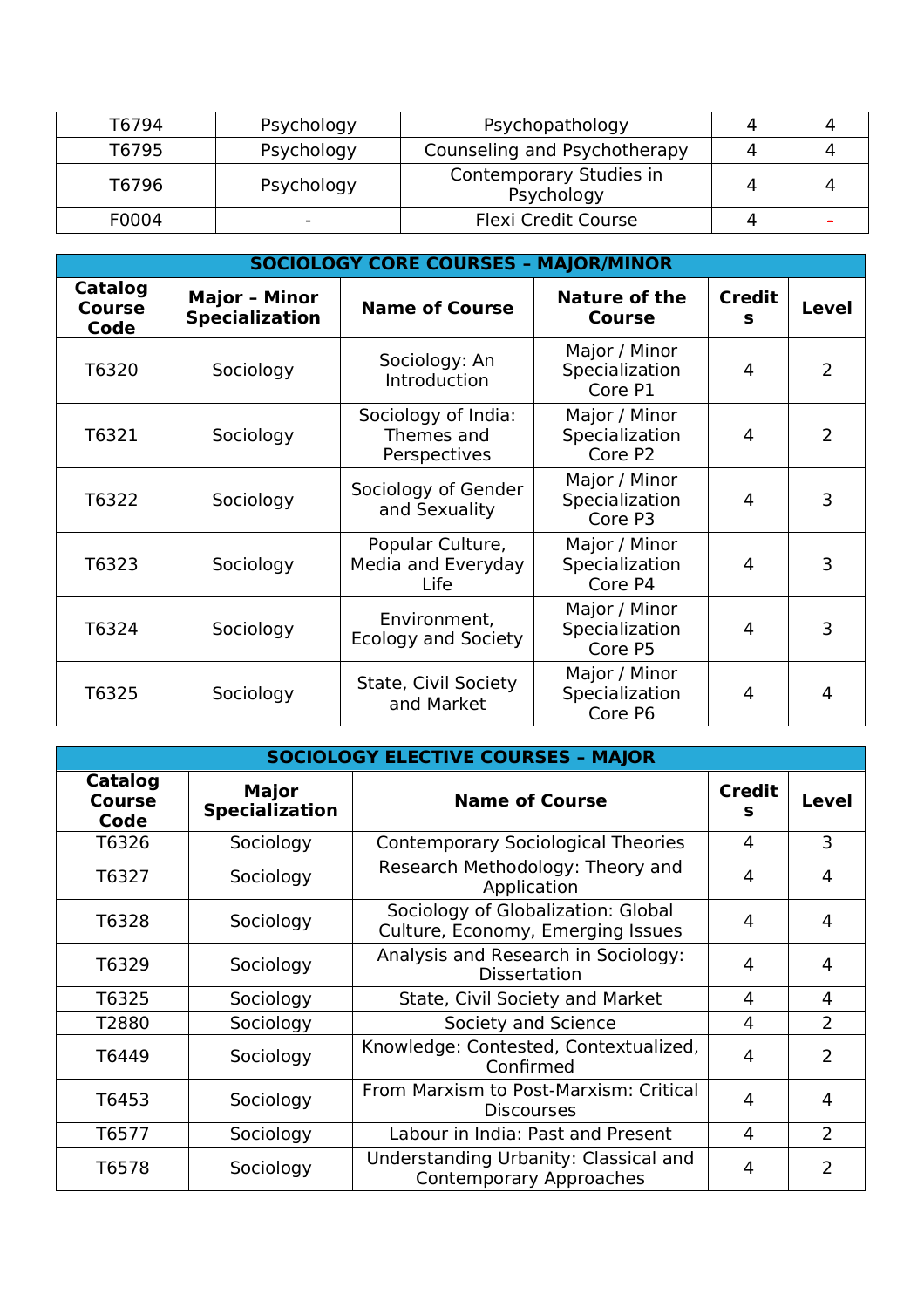| T6794 | Psychology | Psychopathology | 4 | 4 |
|---|---|---|---|---|
| T6795 | Psychology | Counseling and Psychotherapy | 4 | 4 |
| T6796 | Psychology | Contemporary Studies in Psychology | 4 | 4 |
| F0004 | - | Flexi Credit Course | 4 | - |

| SOCIOLOGY CORE COURSES – MAJOR/MINOR | | | | | |
|---|---|---|---|---|---|
| **Catalog Course Code** | **Major – Minor Specialization** | **Name of Course** | **Nature of the Course** | **Credits** | **Level** |
| T6320 | Sociology | Sociology: An Introduction | Major / Minor Specialization Core P1 | 4 | 2 |
| T6321 | Sociology | Sociology of India: Themes and Perspectives | Major / Minor Specialization Core P2 | 4 | 2 |
| T6322 | Sociology | Sociology of Gender and Sexuality | Major / Minor Specialization Core P3 | 4 | 3 |
| T6323 | Sociology | Popular Culture, Media and Everyday Life | Major / Minor Specialization Core P4 | 4 | 3 |
| T6324 | Sociology | Environment, Ecology and Society | Major / Minor Specialization Core P5 | 4 | 3 |
| T6325 | Sociology | State, Civil Society and Market | Major / Minor Specialization Core P6 | 4 | 4 |

| SOCIOLOGY ELECTIVE COURSES – MAJOR | | | | |
|---|---|---|---|---|
| **Catalog Course Code** | **Major Specialization** | **Name of Course** | **Credits** | **Level** |
| T6326 | Sociology | Contemporary Sociological Theories | 4 | 3 |
| T6327 | Sociology | Research Methodology: Theory and Application | 4 | 4 |
| T6328 | Sociology | Sociology of Globalization: Global Culture, Economy, Emerging Issues | 4 | 4 |
| T6329 | Sociology | Analysis and Research in Sociology: Dissertation | 4 | 4 |
| T6325 | Sociology | State, Civil Society and Market | 4 | 4 |
| T2880 | Sociology | Society and Science | 4 | 2 |
| T6449 | Sociology | Knowledge: Contested, Contextualized, Confirmed | 4 | 2 |
| T6453 | Sociology | From Marxism to Post-Marxism: Critical Discourses | 4 | 4 |
| T6577 | Sociology | Labour in India: Past and Present | 4 | 2 |
| T6578 | Sociology | Understanding Urbanity: Classical and Contemporary Approaches | 4 | 2 |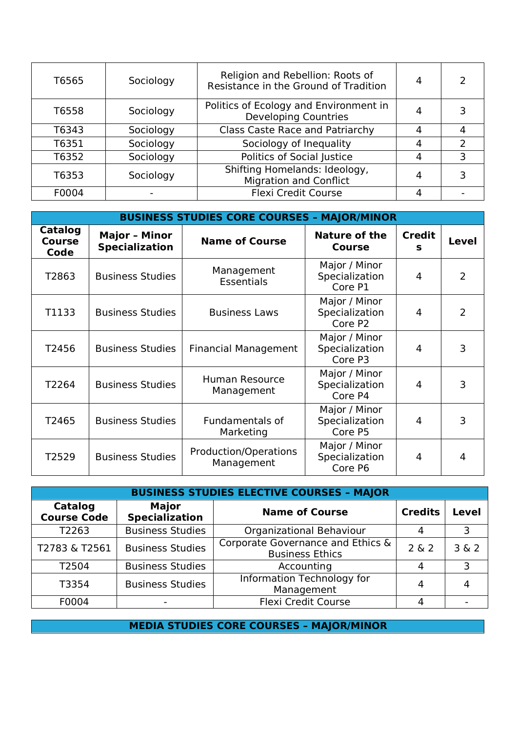| | | | | |
|---|---|---|---|---|
| T6565 | Sociology | Religion and Rebellion: Roots of Resistance in the Ground of Tradition | 4 | 2 |
| T6558 | Sociology | Politics of Ecology and Environment in Developing Countries | 4 | 3 |
| T6343 | Sociology | Class Caste Race and Patriarchy | 4 | 4 |
| T6351 | Sociology | Sociology of Inequality | 4 | 2 |
| T6352 | Sociology | Politics of Social Justice | 4 | 3 |
| T6353 | Sociology | Shifting Homelands: Ideology, Migration and Conflict | 4 | 3 |
| F0004 | - | Flexi Credit Course | 4 | - |

**BUSINESS STUDIES CORE COURSES – MAJOR/MINOR**

| Catalog Course Code | Major – Minor Specialization | Name of Course | Nature of the Course | Credits | Level |
|---|---|---|---|---|---|
| T2863 | Business Studies | Management Essentials | Major / Minor Specialization Core P1 | 4 | 2 |
| T1133 | Business Studies | Business Laws | Major / Minor Specialization Core P2 | 4 | 2 |
| T2456 | Business Studies | Financial Management | Major / Minor Specialization Core P3 | 4 | 3 |
| T2264 | Business Studies | Human Resource Management | Major / Minor Specialization Core P4 | 4 | 3 |
| T2465 | Business Studies | Fundamentals of Marketing | Major / Minor Specialization Core P5 | 4 | 3 |
| T2529 | Business Studies | Production/Operations Management | Major / Minor Specialization Core P6 | 4 | 4 |

**BUSINESS STUDIES ELECTIVE COURSES – MAJOR**

| Catalog Course Code | Major Specialization | Name of Course | Credits | Level |
|---|---|---|---|---|
| T2263 | Business Studies | Organizational Behaviour | 4 | 3 |
| T2783 & T2561 | Business Studies | Corporate Governance and Ethics & Business Ethics | 2 & 2 | 3 & 2 |
| T2504 | Business Studies | Accounting | 4 | 3 |
| T3354 | Business Studies | Information Technology for Management | 4 | 4 |
| F0004 | - | Flexi Credit Course | 4 | - |

**MEDIA STUDIES CORE COURSES – MAJOR/MINOR**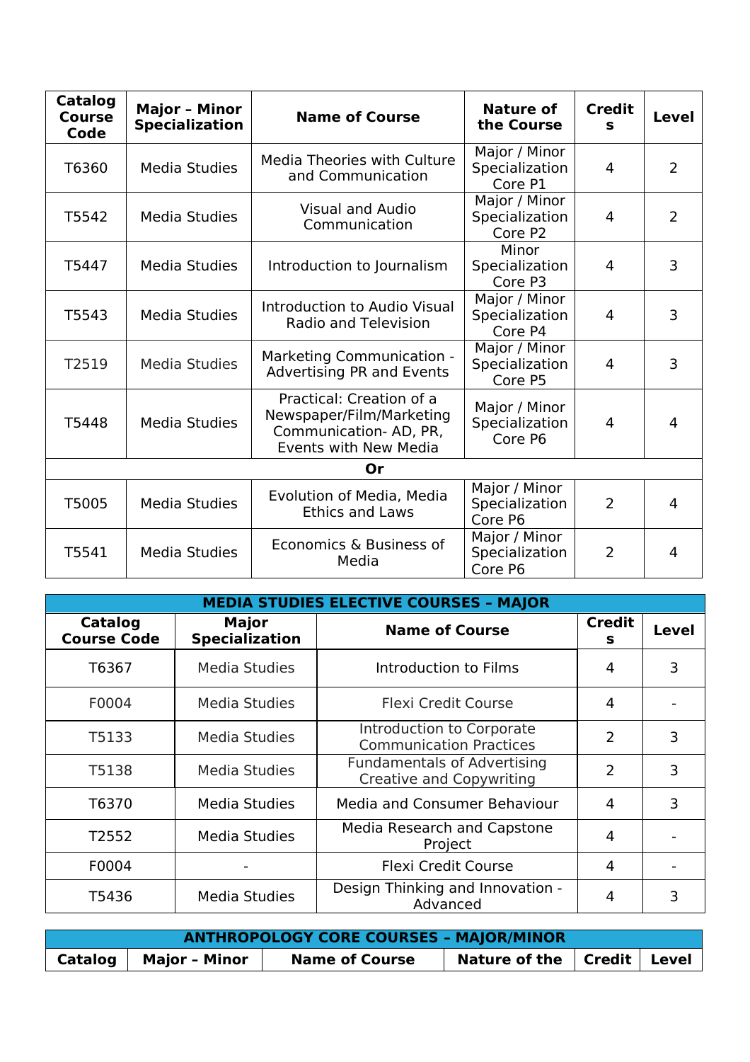| Catalog Course Code | Major – Minor Specialization | Name of Course | Nature of the Course | Credits | Level |
|---|---|---|---|---|---|
| T6360 | Media Studies | Media Theories with Culture and Communication | Major / Minor Specialization Core P1 | 4 | 2 |
| T5542 | Media Studies | Visual and Audio Communication | Major / Minor Specialization Core P2 | 4 | 2 |
| T5447 | Media Studies | Introduction to Journalism | Minor Specialization Core P3 | 4 | 3 |
| T5543 | Media Studies | Introduction to Audio Visual Radio and Television | Major / Minor Specialization Core P4 | 4 | 3 |
| T2519 | Media Studies | Marketing Communication - Advertising PR and Events | Major / Minor Specialization Core P5 | 4 | 3 |
| T5448 | Media Studies | Practical: Creation of a Newspaper/Film/Marketing Communication- AD, PR, Events with New Media | Major / Minor Specialization Core P6 | 4 | 4 |
| **Or** | | | | | |
| T5005 | Media Studies | Evolution of Media, Media Ethics and Laws | Major / Minor Specialization Core P6 | 2 | 4 |
| T5541 | Media Studies | Economics & Business of Media | Major / Minor Specialization Core P6 | 2 | 4 |

| **MEDIA STUDIES ELECTIVE COURSES – MAJOR** | | | | |
|---|---|---|---|---|
| **Catalog Course Code** | **Major Specialization** | **Name of Course** | **Credits** | **Level** |
| T6367 | Media Studies | Introduction to Films | 4 | 3 |
| F0004 | Media Studies | Flexi Credit Course | 4 | - |
| T5133 | Media Studies | Introduction to Corporate Communication Practices | 2 | 3 |
| T5138 | Media Studies | Fundamentals of Advertising Creative and Copywriting | 2 | 3 |
| T6370 | Media Studies | Media and Consumer Behaviour | 4 | 3 |
| T2552 | Media Studies | Media Research and Capstone Project | 4 | - |
| F0004 | - | Flexi Credit Course | 4 | - |
| T5436 | Media Studies | Design Thinking and Innovation - Advanced | 4 | 3 |

| **ANTHROPOLOGY CORE COURSES – MAJOR/MINOR** | | | | | |
|---|---|---|---|---|---|
| **Catalog** | **Major – Minor** | **Name of Course** | **Nature of the** | **Credit** | **Level** |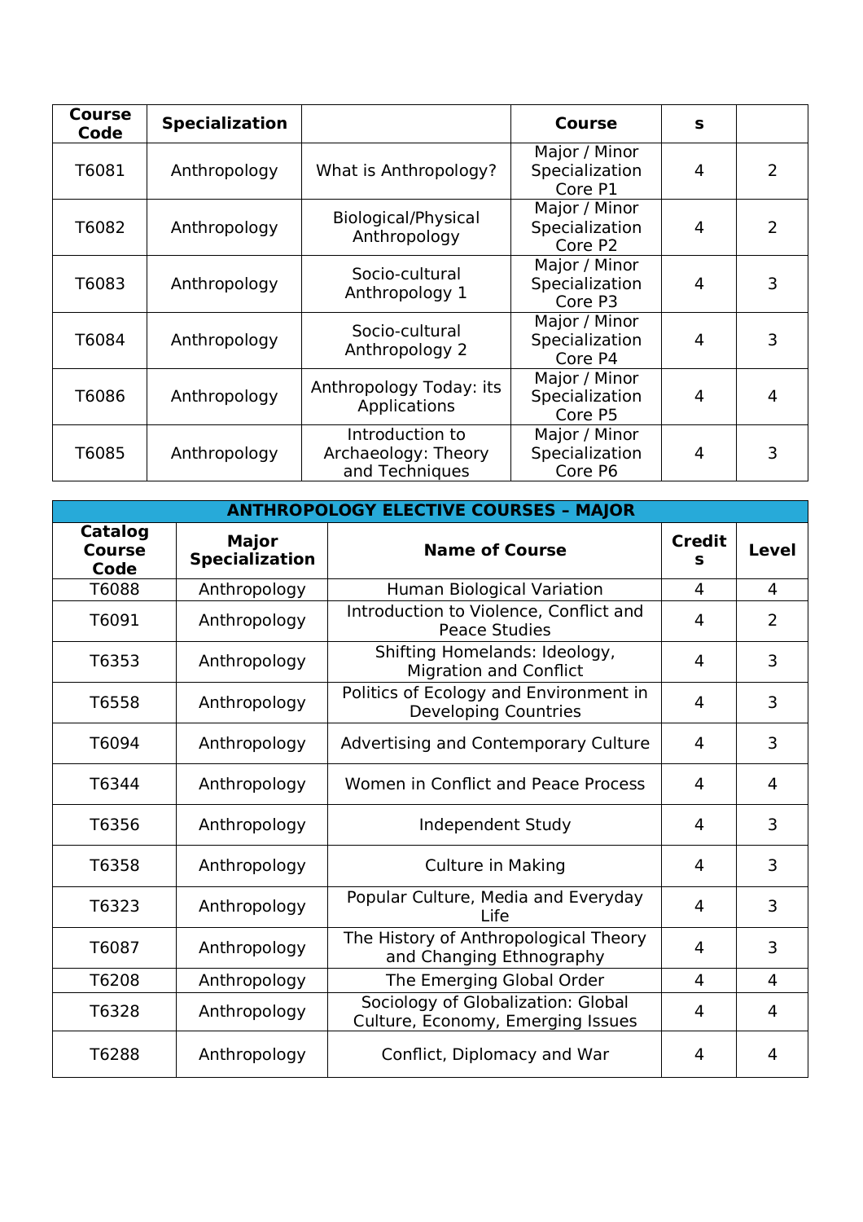| Course Code | Specialization | | Course | s | |
|---|---|---|---|---|---|
| T6081 | Anthropology | What is Anthropology? | Major / Minor Specialization Core P1 | 4 | 2 |
| T6082 | Anthropology | Biological/Physical Anthropology | Major / Minor Specialization Core P2 | 4 | 2 |
| T6083 | Anthropology | Socio-cultural Anthropology 1 | Major / Minor Specialization Core P3 | 4 | 3 |
| T6084 | Anthropology | Socio-cultural Anthropology 2 | Major / Minor Specialization Core P4 | 4 | 3 |
| T6086 | Anthropology | Anthropology Today: its Applications | Major / Minor Specialization Core P5 | 4 | 4 |
| T6085 | Anthropology | Introduction to Archaeology: Theory and Techniques | Major / Minor Specialization Core P6 | 4 | 3 |

| **ANTHROPOLOGY ELECTIVE COURSES – MAJOR** | | | | |
|---|---|---|---|---|
| **Catalog Course Code** | **Major Specialization** | **Name of Course** | **Credits** | **Level** |
| T6088 | Anthropology | Human Biological Variation | 4 | 4 |
| T6091 | Anthropology | Introduction to Violence, Conflict and Peace Studies | 4 | 2 |
| T6353 | Anthropology | Shifting Homelands: Ideology, Migration and Conflict | 4 | 3 |
| T6558 | Anthropology | Politics of Ecology and Environment in Developing Countries | 4 | 3 |
| T6094 | Anthropology | Advertising and Contemporary Culture | 4 | 3 |
| T6344 | Anthropology | Women in Conflict and Peace Process | 4 | 4 |
| T6356 | Anthropology | Independent Study | 4 | 3 |
| T6358 | Anthropology | Culture in Making | 4 | 3 |
| T6323 | Anthropology | Popular Culture, Media and Everyday Life | 4 | 3 |
| T6087 | Anthropology | The History of Anthropological Theory and Changing Ethnography | 4 | 3 |
| T6208 | Anthropology | The Emerging Global Order | 4 | 4 |
| T6328 | Anthropology | Sociology of Globalization: Global Culture, Economy, Emerging Issues | 4 | 4 |
| T6288 | Anthropology | Conflict, Diplomacy and War | 4 | 4 |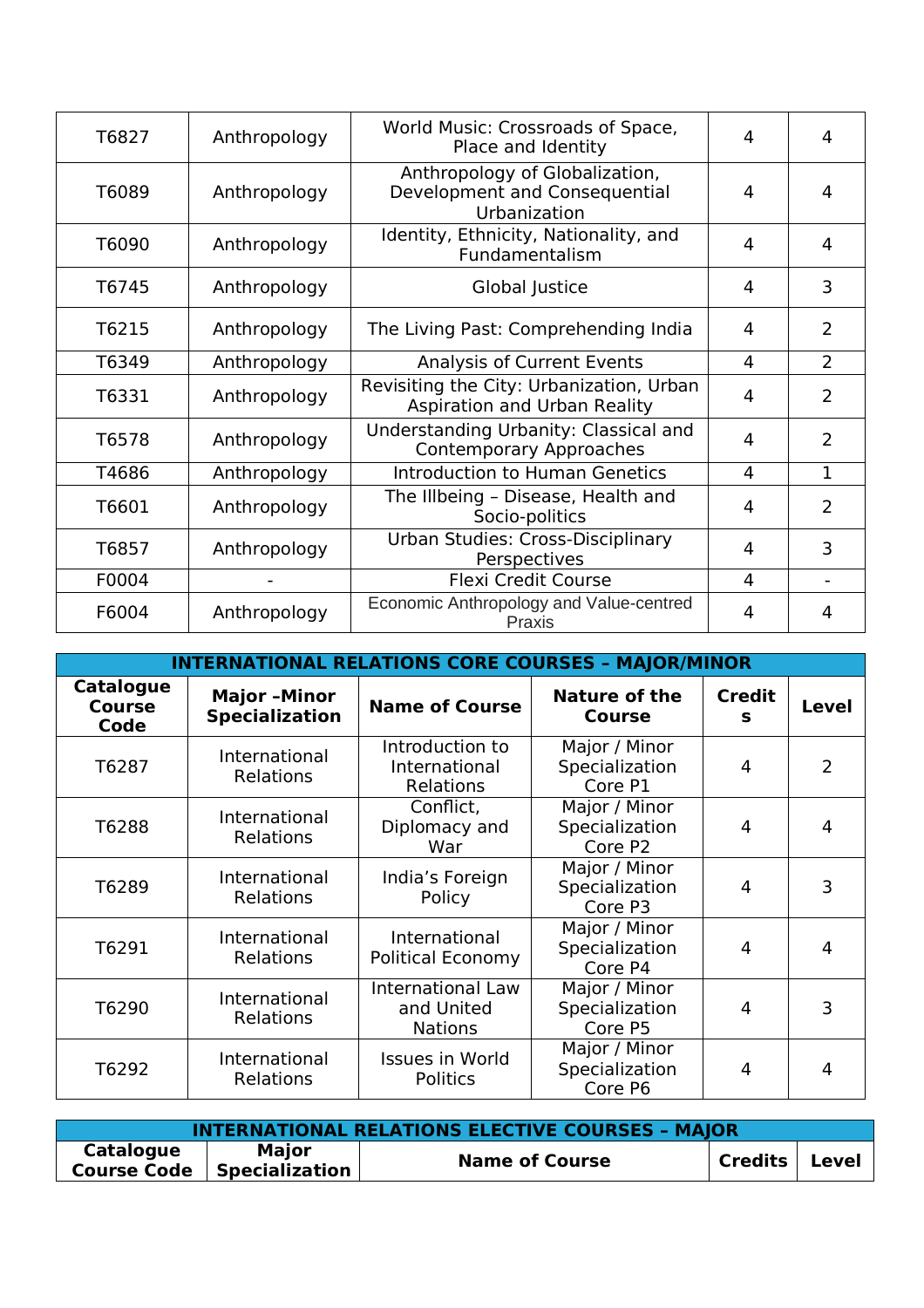| | | | | |
|---|---|---|---|---|
| T6827 | Anthropology | World Music: Crossroads of Space, Place and Identity | 4 | 4 |
| T6089 | Anthropology | Anthropology of Globalization, Development and Consequential Urbanization | 4 | 4 |
| T6090 | Anthropology | Identity, Ethnicity, Nationality, and Fundamentalism | 4 | 4 |
| T6745 | Anthropology | Global Justice | 4 | 3 |
| T6215 | Anthropology | The Living Past: Comprehending India | 4 | 2 |
| T6349 | Anthropology | Analysis of Current Events | 4 | 2 |
| T6331 | Anthropology | Revisiting the City: Urbanization, Urban Aspiration and Urban Reality | 4 | 2 |
| T6578 | Anthropology | Understanding Urbanity: Classical and Contemporary Approaches | 4 | 2 |
| T4686 | Anthropology | Introduction to Human Genetics | 4 | 1 |
| T6601 | Anthropology | The Illbeing – Disease, Health and Socio-politics | 4 | 2 |
| T6857 | Anthropology | Urban Studies: Cross-Disciplinary Perspectives | 4 | 3 |
| F0004 | - | Flexi Credit Course | 4 | - |
| F6004 | Anthropology | Economic Anthropology and Value-centred Praxis | 4 | 4 |

| **INTERNATIONAL RELATIONS CORE COURSES – MAJOR/MINOR** | | | | | |
|---|---|---|---|---|---|
| **Catalogue Course Code** | **Major –Minor Specialization** | **Name of Course** | **Nature of the Course** | **Credits** | **Level** |
| T6287 | International Relations | Introduction to International Relations | Major / Minor Specialization Core P1 | 4 | 2 |
| T6288 | International Relations | Conflict, Diplomacy and War | Major / Minor Specialization Core P2 | 4 | 4 |
| T6289 | International Relations | India's Foreign Policy | Major / Minor Specialization Core P3 | 4 | 3 |
| T6291 | International Relations | International Political Economy | Major / Minor Specialization Core P4 | 4 | 4 |
| T6290 | International Relations | International Law and United Nations | Major / Minor Specialization Core P5 | 4 | 3 |
| T6292 | International Relations | Issues in World Politics | Major / Minor Specialization Core P6 | 4 | 4 |

| **INTERNATIONAL RELATIONS ELECTIVE COURSES – MAJOR** | | | | |
|---|---|---|---|---|
| **Catalogue Course Code** | **Major Specialization** | **Name of Course** | **Credits** | **Level** |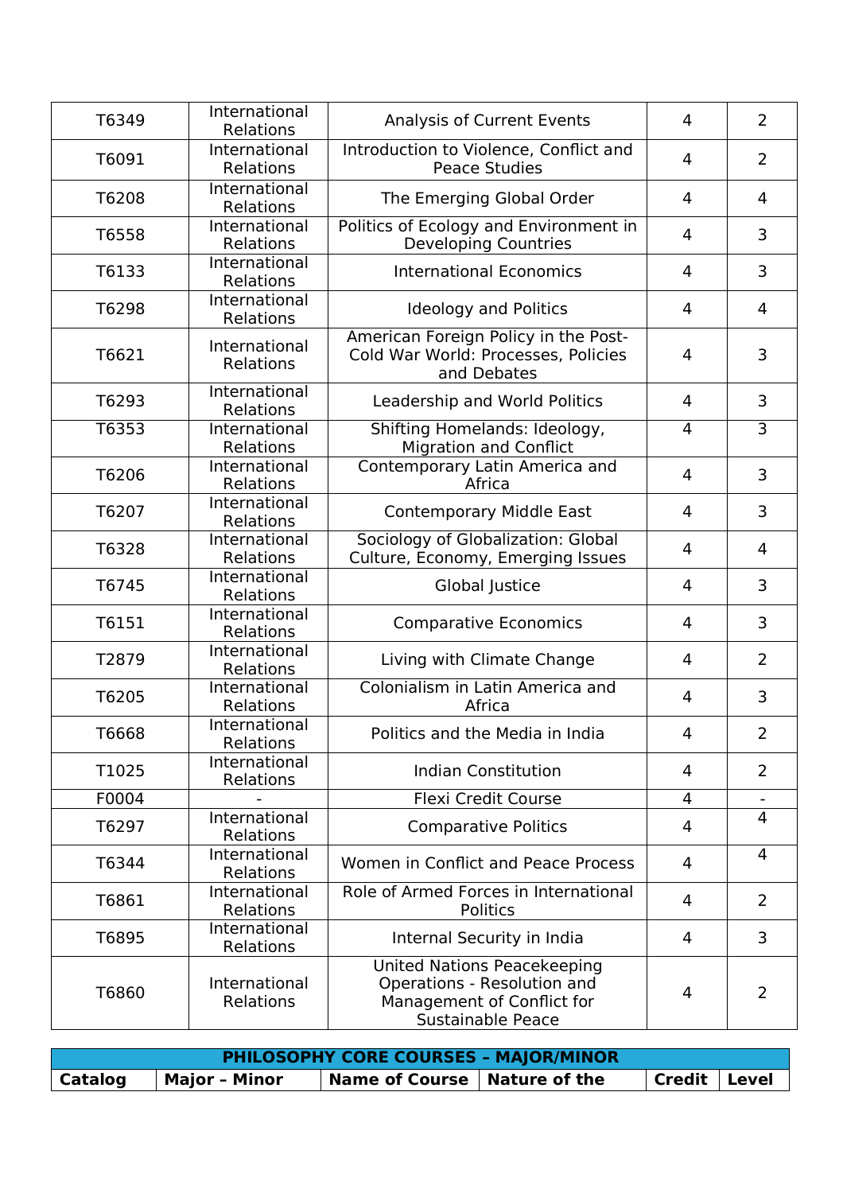| | | | | |
|---|---|---|---|---|
| T6349 | International Relations | Analysis of Current Events | 4 | 2 |
| T6091 | International Relations | Introduction to Violence, Conflict and Peace Studies | 4 | 2 |
| T6208 | International Relations | The Emerging Global Order | 4 | 4 |
| T6558 | International Relations | Politics of Ecology and Environment in Developing Countries | 4 | 3 |
| T6133 | International Relations | International Economics | 4 | 3 |
| T6298 | International Relations | Ideology and Politics | 4 | 4 |
| T6621 | International Relations | American Foreign Policy in the Post-Cold War World: Processes, Policies and Debates | 4 | 3 |
| T6293 | International Relations | Leadership and World Politics | 4 | 3 |
| T6353 | International Relations | Shifting Homelands: Ideology, Migration and Conflict | 4 | 3 |
| T6206 | International Relations | Contemporary Latin America and Africa | 4 | 3 |
| T6207 | International Relations | Contemporary Middle East | 4 | 3 |
| T6328 | International Relations | Sociology of Globalization: Global Culture, Economy, Emerging Issues | 4 | 4 |
| T6745 | International Relations | Global Justice | 4 | 3 |
| T6151 | International Relations | Comparative Economics | 4 | 3 |
| T2879 | International Relations | Living with Climate Change | 4 | 2 |
| T6205 | International Relations | Colonialism in Latin America and Africa | 4 | 3 |
| T6668 | International Relations | Politics and the Media in India | 4 | 2 |
| T1025 | International Relations | Indian Constitution | 4 | 2 |
| F0004 | - | Flexi Credit Course | 4 | - |
| T6297 | International Relations | Comparative Politics | 4 | 4 |
| T6344 | International Relations | Women in Conflict and Peace Process | 4 | 4 |
| T6861 | International Relations | Role of Armed Forces in International Politics | 4 | 2 |
| T6895 | International Relations | Internal Security in India | 4 | 3 |
| T6860 | International Relations | United Nations Peacekeeping Operations - Resolution and Management of Conflict for Sustainable Peace | 4 | 2 |

| PHILOSOPHY CORE COURSES – MAJOR/MINOR | | | | | |
|---|---|---|---|---|---|
| **Catalog** | **Major – Minor** | **Name of Course** | **Nature of the** | **Credit** | **Level** |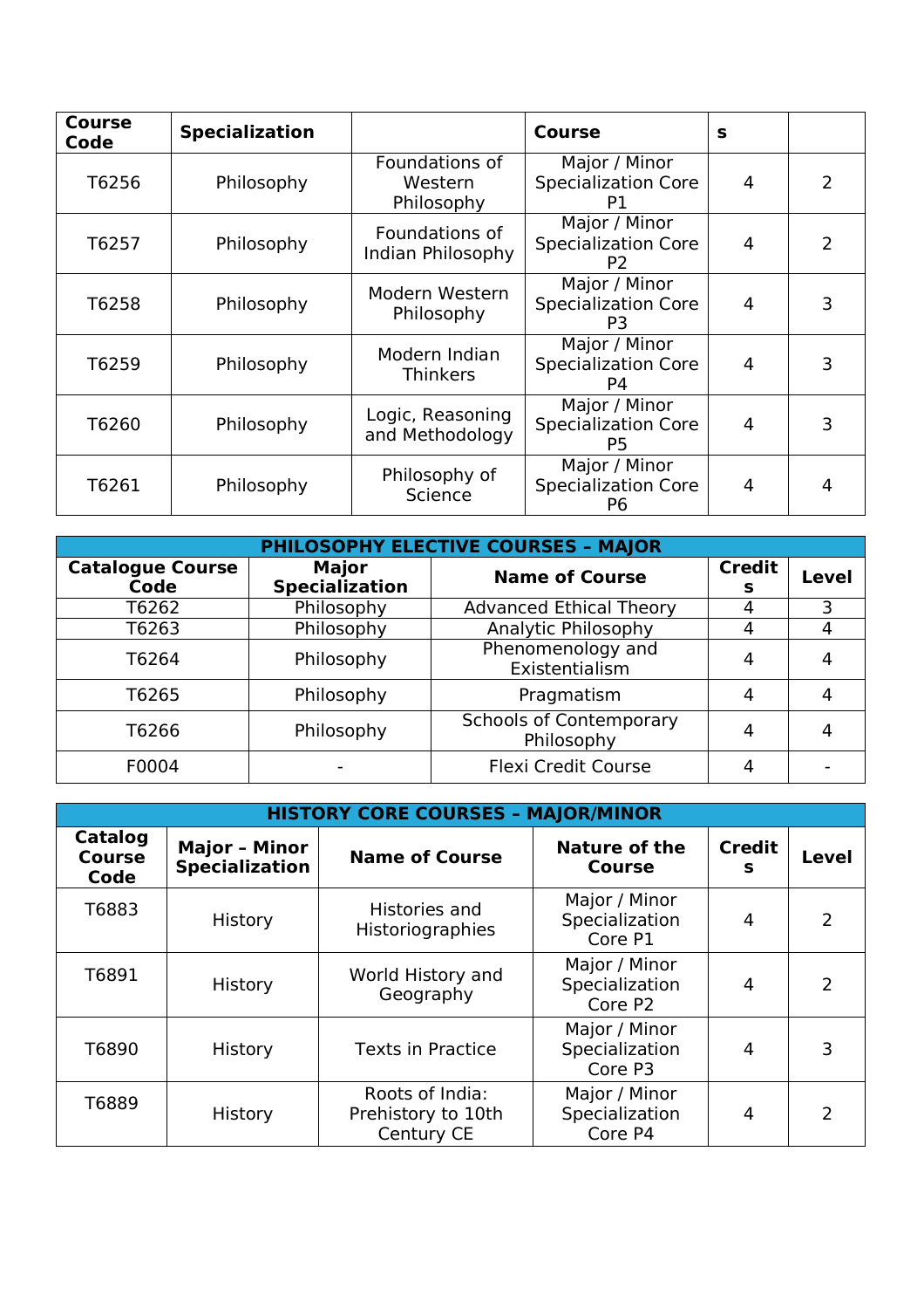| Course Code | Specialization | | Course | s | |
|---|---|---|---|---|---|
| T6256 | Philosophy | Foundations of Western Philosophy | Major / Minor Specialization Core P1 | 4 | 2 |
| T6257 | Philosophy | Foundations of Indian Philosophy | Major / Minor Specialization Core P2 | 4 | 2 |
| T6258 | Philosophy | Modern Western Philosophy | Major / Minor Specialization Core P3 | 4 | 3 |
| T6259 | Philosophy | Modern Indian Thinkers | Major / Minor Specialization Core P4 | 4 | 3 |
| T6260 | Philosophy | Logic, Reasoning and Methodology | Major / Minor Specialization Core P5 | 4 | 3 |
| T6261 | Philosophy | Philosophy of Science | Major / Minor Specialization Core P6 | 4 | 4 |

| **PHILOSOPHY ELECTIVE COURSES – MAJOR** | | | | |
|---|---|---|---|---|
| **Catalogue Course Code** | **Major Specialization** | **Name of Course** | **Credits** | **Level** |
| T6262 | Philosophy | Advanced Ethical Theory | 4 | 3 |
| T6263 | Philosophy | Analytic Philosophy | 4 | 4 |
| T6264 | Philosophy | Phenomenology and Existentialism | 4 | 4 |
| T6265 | Philosophy | Pragmatism | 4 | 4 |
| T6266 | Philosophy | Schools of Contemporary Philosophy | 4 | 4 |
| F0004 | - | Flexi Credit Course | 4 | - |

| **HISTORY CORE COURSES – MAJOR/MINOR** | | | | | |
|---|---|---|---|---|---|
| **Catalog Course Code** | **Major – Minor Specialization** | **Name of Course** | **Nature of the Course** | **Credits** | **Level** |
| T6883 | History | Histories and Historiographies | Major / Minor Specialization Core P1 | 4 | 2 |
| T6891 | History | World History and Geography | Major / Minor Specialization Core P2 | 4 | 2 |
| T6890 | History | Texts in Practice | Major / Minor Specialization Core P3 | 4 | 3 |
| T6889 | History | Roots of India: Prehistory to 10th Century CE | Major / Minor Specialization Core P4 | 4 | 2 |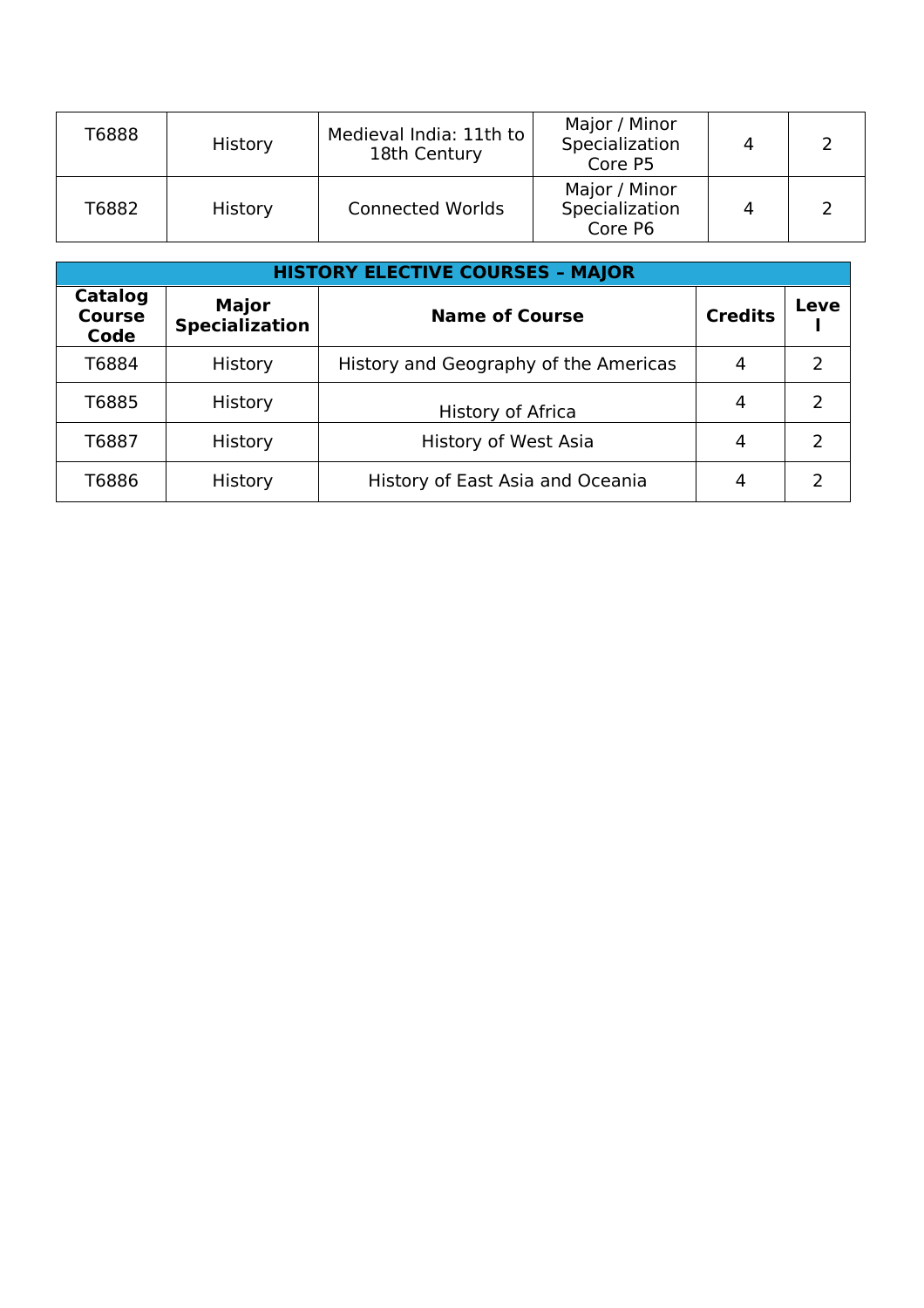| | | | | | |
|---|---|---|---|---|---|
| T6888 | History | Medieval India: 11th to 18th Century | Major / Minor Specialization Core P5 | 4 | 2 |
| T6882 | History | Connected Worlds | Major / Minor Specialization Core P6 | 4 | 2 |

**HISTORY ELECTIVE COURSES – MAJOR**

| Catalog Course Code | Major Specialization | Name of Course | Credits | Level |
|---|---|---|---|---|
| T6884 | History | History and Geography of the Americas | 4 | 2 |
| T6885 | History | History of Africa | 4 | 2 |
| T6887 | History | History of West Asia | 4 | 2 |
| T6886 | History | History of East Asia and Oceania | 4 | 2 |